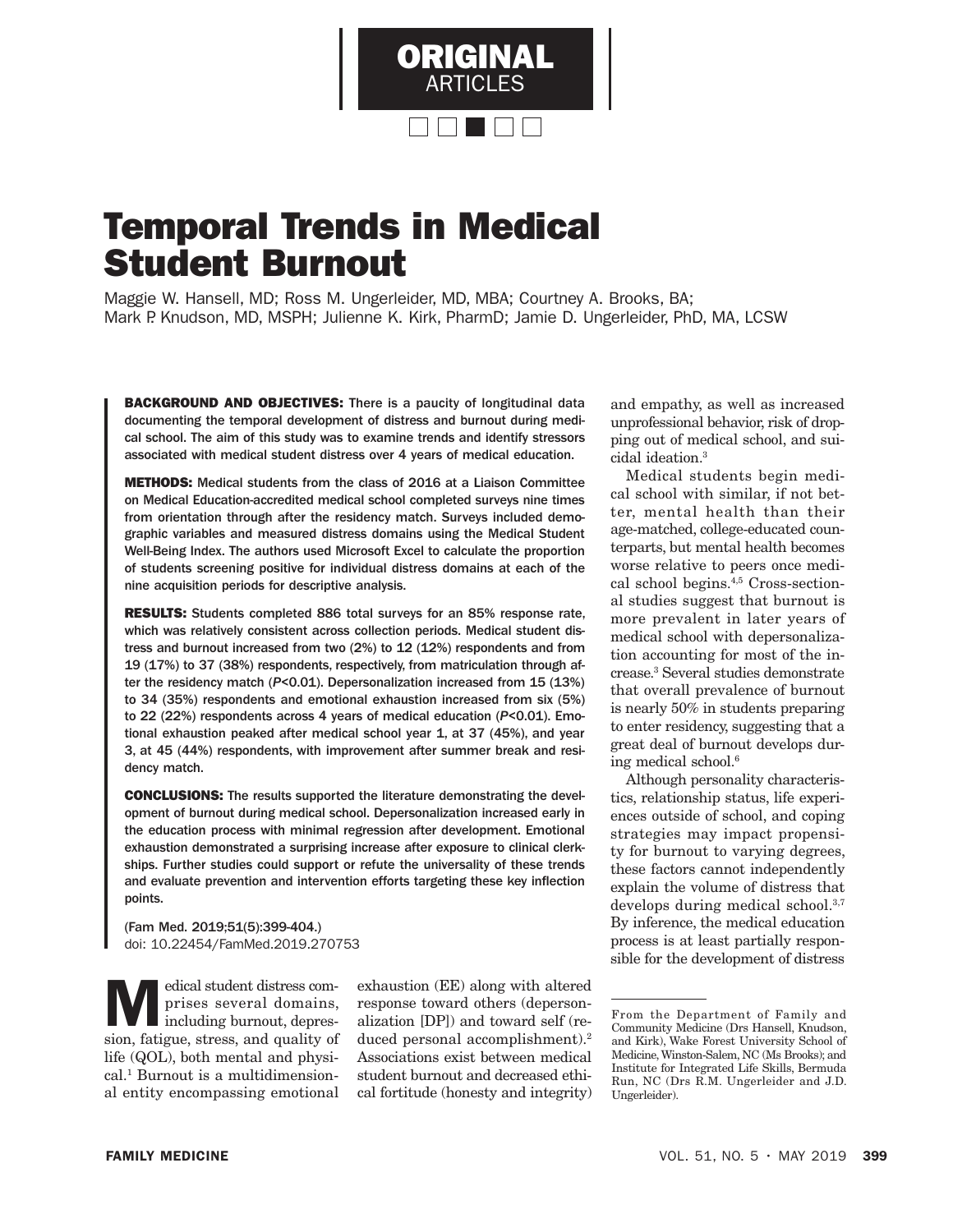ORIGINAL ARTICLES

# Temporal Trends in Medical Student Burnout

Maggie W. Hansell, MD; Ross M. Ungerleider, MD, MBA; Courtney A. Brooks, BA; Mark P. Knudson, MD, MSPH; Julienne K. Kirk, PharmD; Jamie D. Ungerleider, PhD, MA, LCSW

**BACKGROUND AND OBJECTIVES:** There is a paucity of longitudinal data documenting the temporal development of distress and burnout during medical school. The aim of this study was to examine trends and identify stressors associated with medical student distress over 4 years of medical education.

**METHODS:** Medical students from the class of 2016 at a Liaison Committee on Medical Education-accredited medical school completed surveys nine times from orientation through after the residency match. Surveys included demographic variables and measured distress domains using the Medical Student Well-Being Index. The authors used Microsoft Excel to calculate the proportion of students screening positive for individual distress domains at each of the nine acquisition periods for descriptive analysis.

**RESULTS:** Students completed 886 total surveys for an 85% response rate, which was relatively consistent across collection periods. Medical student distress and burnout increased from two (2%) to 12 (12%) respondents and from 19 (17%) to 37 (38%) respondents, respectively, from matriculation through after the residency match (*P*<0.01). Depersonalization increased from 15 (13%) to 34 (35%) respondents and emotional exhaustion increased from six (5%) to 22 (22%) respondents across 4 years of medical education (*P*<0.01). Emotional exhaustion peaked after medical school year 1, at 37 (45%), and year 3, at 45 (44%) respondents, with improvement after summer break and residency match.

**CONCLUSIONS:** The results supported the literature demonstrating the development of burnout during medical school. Depersonalization increased early in the education process with minimal regression after development. Emotional exhaustion demonstrated a surprising increase after exposure to clinical clerkships. Further studies could support or refute the universality of these trends and evaluate prevention and intervention efforts targeting these key inflection points.

(Fam Med. 2019;51(5):399-404.)
doi: 10.22454/FamMed.2019.270753

Medical student distress comprises several domains, including burnout, depression, fatigue, stress, and quality of life (QOL), both mental and physical.[1] Burnout is a multidimensional entity encompassing emotional exhaustion (EE) along with altered response toward others (depersonalization [DP]) and toward self (reduced personal accomplishment).[2] Associations exist between medical student burnout and decreased ethical fortitude (honesty and integrity) and empathy, as well as increased unprofessional behavior, risk of dropping out of medical school, and suicidal ideation.[3]

Medical students begin medical school with similar, if not better, mental health than their age-matched, college-educated counterparts, but mental health becomes worse relative to peers once medical school begins.[4,5] Cross-sectional studies suggest that burnout is more prevalent in later years of medical school with depersonalization accounting for most of the increase.[3] Several studies demonstrate that overall prevalence of burnout is nearly 50% in students preparing to enter residency, suggesting that a great deal of burnout develops during medical school.[6]

Although personality characteristics, relationship status, life experiences outside of school, and coping strategies may impact propensity for burnout to varying degrees, these factors cannot independently explain the volume of distress that develops during medical school.[3,7] By inference, the medical education process is at least partially responsible for the development of distress

---

From the Department of Family and Community Medicine (Drs Hansell, Knudson, and Kirk), Wake Forest University School of Medicine, Winston-Salem, NC (Ms Brooks); and Institute for Integrated Life Skills, Bermuda Run, NC (Drs R.M. Ungerleider and J.D. Ungerleider).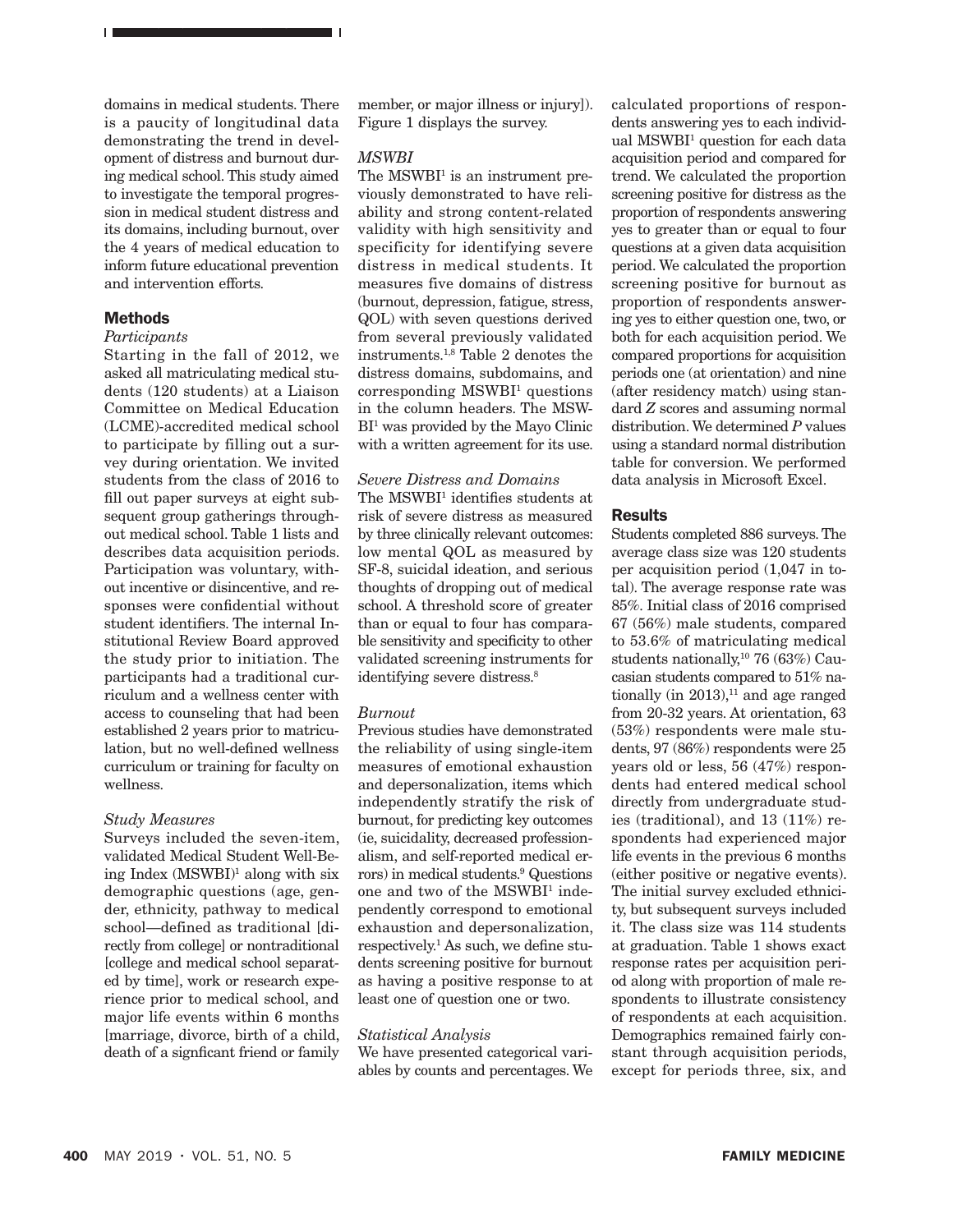domains in medical students. There is a paucity of longitudinal data demonstrating the trend in development of distress and burnout during medical school. This study aimed to investigate the temporal progression in medical student distress and its domains, including burnout, over the 4 years of medical education to inform future educational prevention and intervention efforts.

## Methods

*Participants*

Starting in the fall of 2012, we asked all matriculating medical students (120 students) at a Liaison Committee on Medical Education (LCME)-accredited medical school to participate by filling out a survey during orientation. We invited students from the class of 2016 to fill out paper surveys at eight subsequent group gatherings throughout medical school. Table 1 lists and describes data acquisition periods. Participation was voluntary, without incentive or disincentive, and responses were confidential without student identifiers. The internal Institutional Review Board approved the study prior to initiation. The participants had a traditional curriculum and a wellness center with access to counseling that had been established 2 years prior to matriculation, but no well-defined wellness curriculum or training for faculty on wellness.

*Study Measures*

Surveys included the seven-item, validated Medical Student Well-Being Index (MSWBI)[1] along with six demographic questions (age, gender, ethnicity, pathway to medical school—defined as traditional [directly from college] or nontraditional [college and medical school separated by time], work or research experience prior to medical school, and major life events within 6 months [marriage, divorce, birth of a child, death of a signficant friend or family member, or major illness or injury]). Figure 1 displays the survey.

*MSWBI*

The MSWBI[1] is an instrument previously demonstrated to have reliability and strong content-related validity with high sensitivity and specificity for identifying severe distress in medical students. It measures five domains of distress (burnout, depression, fatigue, stress, QOL) with seven questions derived from several previously validated instruments.[1,8] Table 2 denotes the distress domains, subdomains, and corresponding MSWBI[1] questions in the column headers. The MSWBI[1] was provided by the Mayo Clinic with a written agreement for its use.

*Severe Distress and Domains*

The MSWBI[1] identifies students at risk of severe distress as measured by three clinically relevant outcomes: low mental QOL as measured by SF-8, suicidal ideation, and serious thoughts of dropping out of medical school. A threshold score of greater than or equal to four has comparable sensitivity and specificity to other validated screening instruments for identifying severe distress.[8]

*Burnout*

Previous studies have demonstrated the reliability of using single-item measures of emotional exhaustion and depersonalization, items which independently stratify the risk of burnout, for predicting key outcomes (ie, suicidality, decreased professionalism, and self-reported medical errors) in medical students.[9] Questions one and two of the MSWBI[1] independently correspond to emotional exhaustion and depersonalization, respectively.[1] As such, we define students screening positive for burnout as having a positive response to at least one of question one or two.

*Statistical Analysis*

We have presented categorical variables by counts and percentages. We calculated proportions of respondents answering yes to each individual MSWBI[1] question for each data acquisition period and compared for trend. We calculated the proportion screening positive for distress as the proportion of respondents answering yes to greater than or equal to four questions at a given data acquisition period. We calculated the proportion screening positive for burnout as proportion of respondents answering yes to either question one, two, or both for each acquisition period. We compared proportions for acquisition periods one (at orientation) and nine (after residency match) using standard $Z$ scores and assuming normal distribution. We determined $P$ values using a standard normal distribution table for conversion. We performed data analysis in Microsoft Excel.

## Results

Students completed 886 surveys. The average class size was 120 students per acquisition period (1,047 in total). The average response rate was 85%. Initial class of 2016 comprised 67 (56%) male students, compared to 53.6% of matriculating medical students nationally,[10] 76 (63%) Caucasian students compared to 51% nationally (in 2013),[11] and age ranged from 20-32 years. At orientation, 63 (53%) respondents were male students, 97 (86%) respondents were 25 years old or less, 56 (47%) respondents had entered medical school directly from undergraduate studies (traditional), and 13 (11%) respondents had experienced major life events in the previous 6 months (either positive or negative events). The initial survey excluded ethnicity, but subsequent surveys included it. The class size was 114 students at graduation. Table 1 shows exact response rates per acquisition period along with proportion of male respondents to illustrate consistency of respondents at each acquisition. Demographics remained fairly constant through acquisition periods, except for periods three, six, and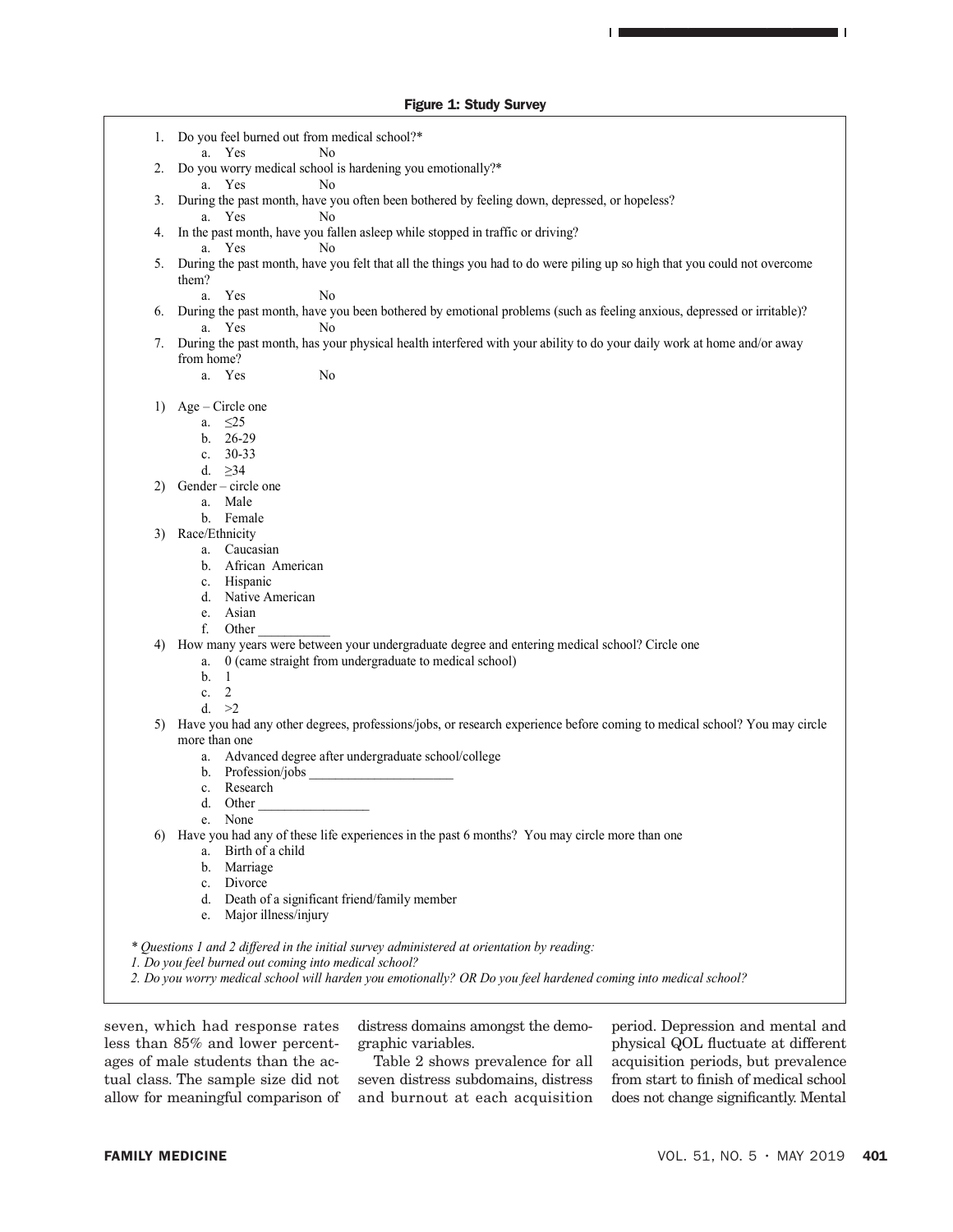**Figure 1: Study Survey**

1. Do you feel burned out from medical school?*
   a. Yes  No
2. Do you worry medical school is hardening you emotionally?*
   a. Yes  No
3. During the past month, have you often been bothered by feeling down, depressed, or hopeless?
   a. Yes  No
4. In the past month, have you fallen asleep while stopped in traffic or driving?
   a. Yes  No
5. During the past month, have you felt that all the things you had to do were piling up so high that you could not overcome them?
   a. Yes  No
6. During the past month, have you been bothered by emotional problems (such as feeling anxious, depressed or irritable)?
   a. Yes  No
7. During the past month, has your physical health interfered with your ability to do your daily work at home and/or away from home?
   a. Yes  No

1) Age – Circle one
   a. ≤25
   b. 26-29
   c. 30-33
   d. ≥34
2) Gender – circle one
   a. Male
   b. Female
3) Race/Ethnicity
   a. Caucasian
   b. African American
   c. Hispanic
   d. Native American
   e. Asian
   f. Other ___________
4) How many years were between your undergraduate degree and entering medical school? Circle one
   a. 0 (came straight from undergraduate to medical school)
   b. 1
   c. 2
   d. >2
5) Have you had any other degrees, professions/jobs, or research experience before coming to medical school? You may circle more than one
   a. Advanced degree after undergraduate school/college
   b. Profession/jobs _____________________
   c. Research
   d. Other ________________
   e. None
6) Have you had any of these life experiences in the past 6 months? You may circle more than one
   a. Birth of a child
   b. Marriage
   c. Divorce
   d. Death of a significant friend/family member
   e. Major illness/injury

*\* Questions 1 and 2 differed in the initial survey administered at orientation by reading:*
*1. Do you feel burned out coming into medical school?*
*2. Do you worry medical school will harden you emotionally? OR Do you feel hardened coming into medical school?*

seven, which had response rates less than 85% and lower percentages of male students than the actual class. The sample size did not allow for meaningful comparison of distress domains amongst the demographic variables.

Table 2 shows prevalence for all seven distress subdomains, distress and burnout at each acquisition period. Depression and mental and physical QOL fluctuate at different acquisition periods, but prevalence from start to finish of medical school does not change significantly. Mental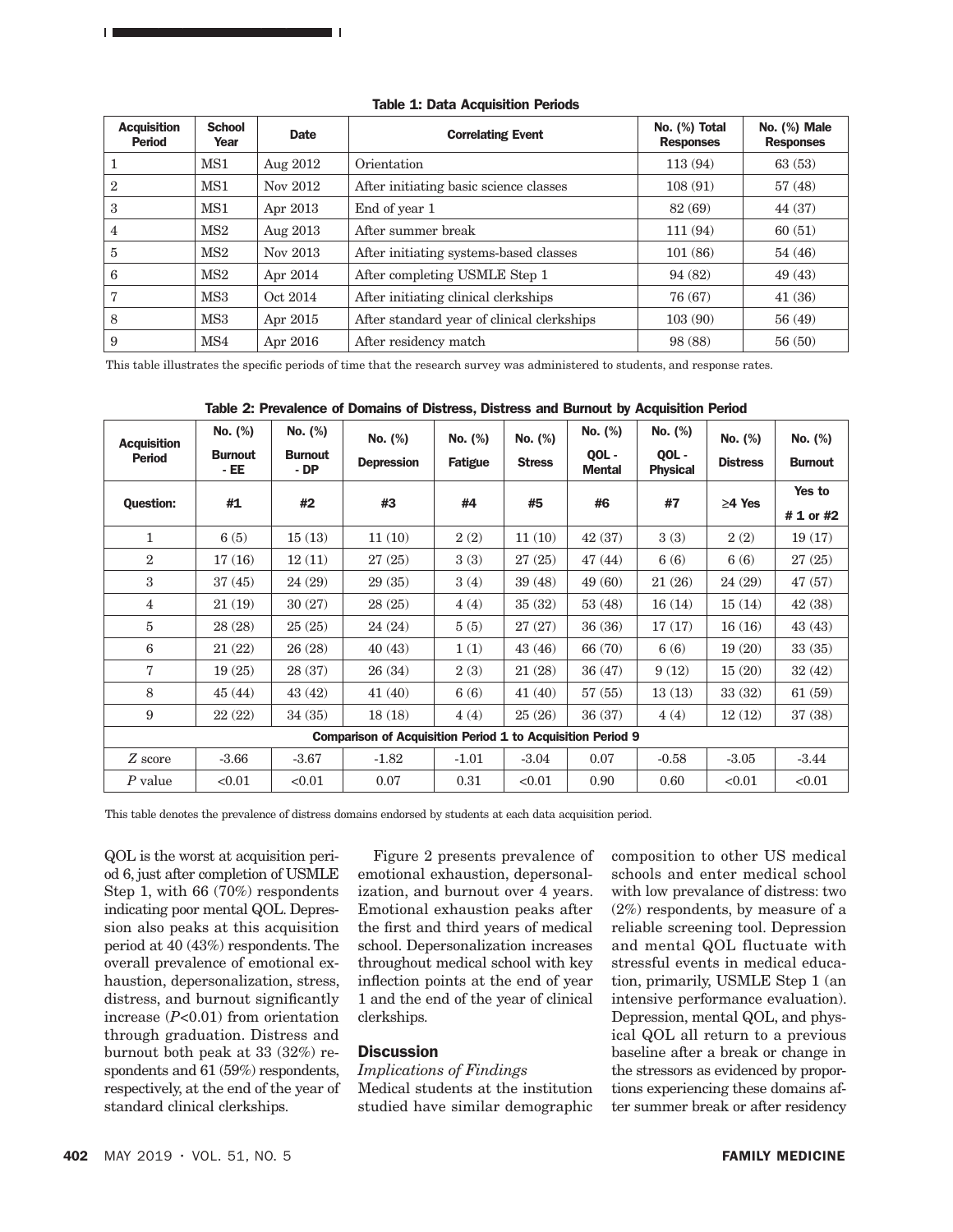**Table 1: Data Acquisition Periods**

| Acquisition Period | School Year | Date | Correlating Event | No. (%) Total Responses | No. (%) Male Responses |
|---|---|---|---|---|---|
| 1 | MS1 | Aug 2012 | Orientation | 113 (94) | 63 (53) |
| 2 | MS1 | Nov 2012 | After initiating basic science classes | 108 (91) | 57 (48) |
| 3 | MS1 | Apr 2013 | End of year 1 | 82 (69) | 44 (37) |
| 4 | MS2 | Aug 2013 | After summer break | 111 (94) | 60 (51) |
| 5 | MS2 | Nov 2013 | After initiating systems-based classes | 101 (86) | 54 (46) |
| 6 | MS2 | Apr 2014 | After completing USMLE Step 1 | 94 (82) | 49 (43) |
| 7 | MS3 | Oct 2014 | After initiating clinical clerkships | 76 (67) | 41 (36) |
| 8 | MS3 | Apr 2015 | After standard year of clinical clerkships | 103 (90) | 56 (49) |
| 9 | MS4 | Apr 2016 | After residency match | 98 (88) | 56 (50) |

This table illustrates the specific periods of time that the research survey was administered to students, and response rates.

**Table 2: Prevalence of Domains of Distress, Distress and Burnout by Acquisition Period**

| Acquisition Period | No. (%) Burnout - EE | No. (%) Burnout - DP | No. (%) Depression | No. (%) Fatigue | No. (%) Stress | No. (%) QOL - Mental | No. (%) QOL - Physical | No. (%) Distress | No. (%) Burnout |
|---|---|---|---|---|---|---|---|---|---|
| Question: | #1 | #2 | #3 | #4 | #5 | #6 | #7 | ≥4 Yes | Yes to # 1 or #2 |
| 1 | 6 (5) | 15 (13) | 11 (10) | 2 (2) | 11 (10) | 42 (37) | 3 (3) | 2 (2) | 19 (17) |
| 2 | 17 (16) | 12 (11) | 27 (25) | 3 (3) | 27 (25) | 47 (44) | 6 (6) | 6 (6) | 27 (25) |
| 3 | 37 (45) | 24 (29) | 29 (35) | 3 (4) | 39 (48) | 49 (60) | 21 (26) | 24 (29) | 47 (57) |
| 4 | 21 (19) | 30 (27) | 28 (25) | 4 (4) | 35 (32) | 53 (48) | 16 (14) | 15 (14) | 42 (38) |
| 5 | 28 (28) | 25 (25) | 24 (24) | 5 (5) | 27 (27) | 36 (36) | 17 (17) | 16 (16) | 43 (43) |
| 6 | 21 (22) | 26 (28) | 40 (43) | 1 (1) | 43 (46) | 66 (70) | 6 (6) | 19 (20) | 33 (35) |
| 7 | 19 (25) | 28 (37) | 26 (34) | 2 (3) | 21 (28) | 36 (47) | 9 (12) | 15 (20) | 32 (42) |
| 8 | 45 (44) | 43 (42) | 41 (40) | 6 (6) | 41 (40) | 57 (55) | 13 (13) | 33 (32) | 61 (59) |
| 9 | 22 (22) | 34 (35) | 18 (18) | 4 (4) | 25 (26) | 36 (37) | 4 (4) | 12 (12) | 37 (38) |
| **Comparison of Acquisition Period 1 to Acquisition Period 9** | | | | | | | | | |
| $Z$ score | -3.66 | -3.67 | -1.82 | -1.01 | -3.04 | 0.07 | -0.58 | -3.05 | -3.44 |
| $P$ value | <0.01 | <0.01 | 0.07 | 0.31 | <0.01 | 0.90 | 0.60 | <0.01 | <0.01 |

This table denotes the prevalence of distress domains endorsed by students at each data acquisition period.

QOL is the worst at acquisition period 6, just after completion of USMLE Step 1, with 66 (70%) respondents indicating poor mental QOL. Depression also peaks at this acquisition period at 40 (43%) respondents. The overall prevalence of emotional exhaustion, depersonalization, stress, distress, and burnout significantly increase ($P$<0.01) from orientation through graduation. Distress and burnout both peak at 33 (32%) respondents and 61 (59%) respondents, respectively, at the end of the year of standard clinical clerkships.

Figure 2 presents prevalence of emotional exhaustion, depersonalization, and burnout over 4 years. Emotional exhaustion peaks after the first and third years of medical school. Depersonalization increases throughout medical school with key inflection points at the end of year 1 and the end of the year of clinical clerkships.

## Discussion

*Implications of Findings*

Medical students at the institution studied have similar demographic composition to other US medical schools and enter medical school with low prevalance of distress: two (2%) respondents, by measure of a reliable screening tool. Depression and mental QOL fluctuate with stressful events in medical education, primarily, USMLE Step 1 (an intensive performance evaluation). Depression, mental QOL, and physical QOL all return to a previous baseline after a break or change in the stressors as evidenced by proportions experiencing these domains after summer break or after residency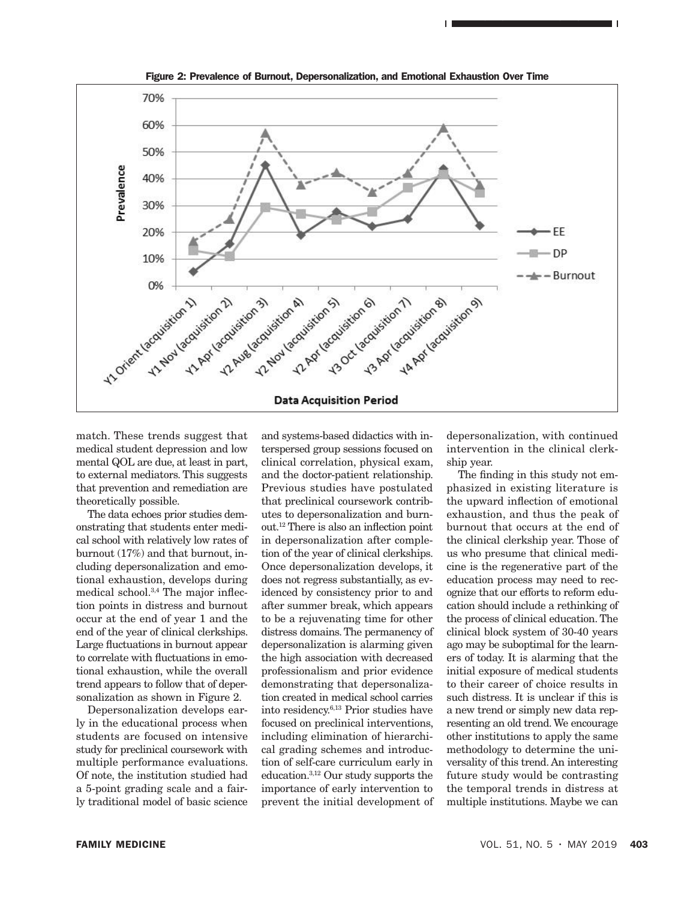**Figure 2: Prevalence of Burnout, Depersonalization, and Emotional Exhaustion Over Time**

match. These trends suggest that medical student depression and low mental QOL are due, at least in part, to external mediators. This suggests that prevention and remediation are theoretically possible.

The data echoes prior studies demonstrating that students enter medical school with relatively low rates of burnout (17%) and that burnout, including depersonalization and emotional exhaustion, develops during medical school.[3,4] The major inflection points in distress and burnout occur at the end of year 1 and the end of the year of clinical clerkships. Large fluctuations in burnout appear to correlate with fluctuations in emotional exhaustion, while the overall trend appears to follow that of depersonalization as shown in Figure 2.

Depersonalization develops early in the educational process when students are focused on intensive study for preclinical coursework with multiple performance evaluations. Of note, the institution studied had a 5-point grading scale and a fairly traditional model of basic science and systems-based didactics with interspersed group sessions focused on clinical correlation, physical exam, and the doctor-patient relationship. Previous studies have postulated that preclinical coursework contributes to depersonalization and burnout.[12] There is also an inflection point in depersonalization after completion of the year of clinical clerkships. Once depersonalization develops, it does not regress substantially, as evidenced by consistency prior to and after summer break, which appears to be a rejuvenating time for other distress domains. The permanency of depersonalization is alarming given the high association with decreased professionalism and prior evidence demonstrating that depersonalization created in medical school carries into residency.[6,13] Prior studies have focused on preclinical interventions, including elimination of hierarchical grading schemes and introduction of self-care curriculum early in education.[3,12] Our study supports the importance of early intervention to prevent the initial development of depersonalization, with continued intervention in the clinical clerkship year.

The finding in this study not emphasized in existing literature is the upward inflection of emotional exhaustion, and thus the peak of burnout that occurs at the end of the clinical clerkship year. Those of us who presume that clinical medicine is the regenerative part of the education process may need to recognize that our efforts to reform education should include a rethinking of the process of clinical education. The clinical block system of 30-40 years ago may be suboptimal for the learners of today. It is alarming that the initial exposure of medical students to their career of choice results in such distress. It is unclear if this is a new trend or simply new data representing an old trend. We encourage other institutions to apply the same methodology to determine the universality of this trend. An interesting future study would be contrasting the temporal trends in distress at multiple institutions. Maybe we can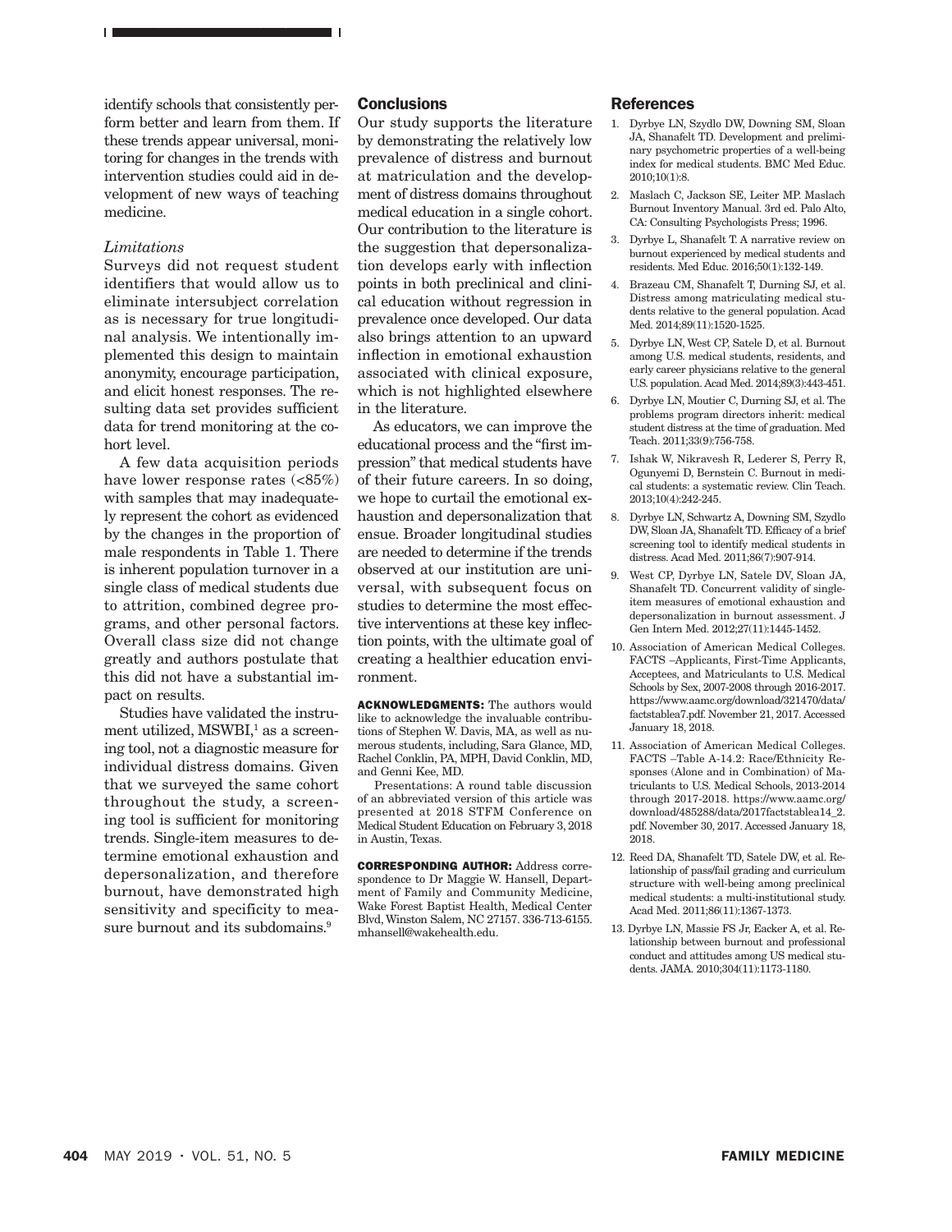identify schools that consistently perform better and learn from them. If these trends appear universal, monitoring for changes in the trends with intervention studies could aid in development of new ways of teaching medicine.

### *Limitations*

Surveys did not request student identifiers that would allow us to eliminate intersubject correlation as is necessary for true longitudinal analysis. We intentionally implemented this design to maintain anonymity, encourage participation, and elicit honest responses. The resulting data set provides sufficient data for trend monitoring at the cohort level.

A few data acquisition periods have lower response rates (<85%) with samples that may inadequately represent the cohort as evidenced by the changes in the proportion of male respondents in Table 1. There is inherent population turnover in a single class of medical students due to attrition, combined degree programs, and other personal factors. Overall class size did not change greatly and authors postulate that this did not have a substantial impact on results.

Studies have validated the instrument utilized, MSWBI,[1] as a screening tool, not a diagnostic measure for individual distress domains. Given that we surveyed the same cohort throughout the study, a screening tool is sufficient for monitoring trends. Single-item measures to determine emotional exhaustion and depersonalization, and therefore burnout, have demonstrated high sensitivity and specificity to measure burnout and its subdomains.[9]

## Conclusions

Our study supports the literature by demonstrating the relatively low prevalence of distress and burnout at matriculation and the development of distress domains throughout medical education in a single cohort. Our contribution to the literature is the suggestion that depersonalization develops early with inflection points in both preclinical and clinical education without regression in prevalence once developed. Our data also brings attention to an upward inflection in emotional exhaustion associated with clinical exposure, which is not highlighted elsewhere in the literature.

As educators, we can improve the educational process and the "first impression" that medical students have of their future careers. In so doing, we hope to curtail the emotional exhaustion and depersonalization that ensue. Broader longitudinal studies are needed to determine if the trends observed at our institution are universal, with subsequent focus on studies to determine the most effective interventions at these key inflection points, with the ultimate goal of creating a healthier education environment.

**ACKNOWLEDGMENTS:** The authors would like to acknowledge the invaluable contributions of Stephen W. Davis, MA, as well as numerous students, including, Sara Glance, MD, Rachel Conklin, PA, MPH, David Conklin, MD, and Genni Kee, MD.

Presentations: A round table discussion of an abbreviated version of this article was presented at 2018 STFM Conference on Medical Student Education on February 3, 2018 in Austin, Texas.

**CORRESPONDING AUTHOR:** Address correspondence to Dr Maggie W. Hansell, Department of Family and Community Medicine, Wake Forest Baptist Health, Medical Center Blvd, Winston Salem, NC 27157. 336-713-6155. mhansell@wakehealth.edu.

## References

1. Dyrbye LN, Szydlo DW, Downing SM, Sloan JA, Shanafelt TD. Development and preliminary psychometric properties of a well-being index for medical students. BMC Med Educ. 2010;10(1):8.
2. Maslach C, Jackson SE, Leiter MP. Maslach Burnout Inventory Manual. 3rd ed. Palo Alto, CA: Consulting Psychologists Press; 1996.
3. Dyrbye L, Shanafelt T. A narrative review on burnout experienced by medical students and residents. Med Educ. 2016;50(1):132-149.
4. Brazeau CM, Shanafelt T, Durning SJ, et al. Distress among matriculating medical students relative to the general population. Acad Med. 2014;89(11):1520-1525.
5. Dyrbye LN, West CP, Satele D, et al. Burnout among U.S. medical students, residents, and early career physicians relative to the general U.S. population. Acad Med. 2014;89(3):443-451.
6. Dyrbye LN, Moutier C, Durning SJ, et al. The problems program directors inherit: medical student distress at the time of graduation. Med Teach. 2011;33(9):756-758.
7. Ishak W, Nikravesh R, Lederer S, Perry R, Ogunyemi D, Bernstein C. Burnout in medical students: a systematic review. Clin Teach. 2013;10(4):242-245.
8. Dyrbye LN, Schwartz A, Downing SM, Szydlo DW, Sloan JA, Shanafelt TD. Efficacy of a brief screening tool to identify medical students in distress. Acad Med. 2011;86(7):907-914.
9. West CP, Dyrbye LN, Satele DV, Sloan JA, Shanafelt TD. Concurrent validity of single-item measures of emotional exhaustion and depersonalization in burnout assessment. J Gen Intern Med. 2012;27(11):1445-1452.
10. Association of American Medical Colleges. FACTS –Applicants, First-Time Applicants, Acceptees, and Matriculants to U.S. Medical Schools by Sex, 2007-2008 through 2016-2017. https://www.aamc.org/download/321470/data/factstablea7.pdf. November 21, 2017. Accessed January 18, 2018.
11. Association of American Medical Colleges. FACTS –Table A-14.2: Race/Ethnicity Responses (Alone and in Combination) of Matriculants to U.S. Medical Schools, 2013-2014 through 2017-2018. https://www.aamc.org/download/485288/data/2017factstablea14_2.pdf. November 30, 2017. Accessed January 18, 2018.
12. Reed DA, Shanafelt TD, Satele DW, et al. Relationship of pass/fail grading and curriculum structure with well-being among preclinical medical students: a multi-institutional study. Acad Med. 2011;86(11):1367-1373.
13. Dyrbye LN, Massie FS Jr, Eacker A, et al. Relationship between burnout and professional conduct and attitudes among US medical students. JAMA. 2010;304(11):1173-1180.